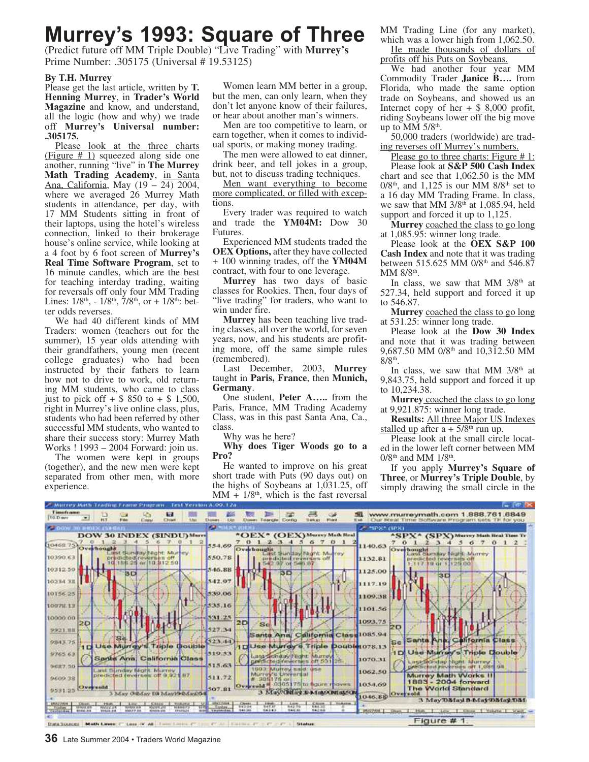# Murrey's 1993: Square of Three

(Predict future off MM Triple Double) "Live Trading" with **Murrey's** Prime Number: .305175 (Universal # 19.53125)

**By T.H. Murrey**

Please get the last article, written by **T. Henning Murrey**, in **Trader's World Magazine** and know, and understand, all the logic (how and why) we trade off **Murrey's Universal number: .305175.**

Please look at the three charts (Figure # 1) squeezed along side one another, running "live" in **The Murrey Math Trading Academy**, in Santa Ana, California, May (19 – 24) 2004, where we averaged 26 Murrey Math students in attendance, per day, with 17 MM Students sitting in front of their laptops, using the hotel's wireless connection, linked to their brokerage house's online service, while looking at a 4 foot by 6 foot screen of **Murrey's Real Time Software Program**, set to 16 minute candles, which are the best for teaching interday trading, waiting for reversals off only four MM Trading Lines: 1/8th, - 1/8th, 7/8th, or + 1/8th: better odds reverses.

We had 40 different kinds of MM Traders: women (teachers out for the summer), 15 year olds attending with their grandfathers, young men (recent college graduates) who had been instructed by their fathers to learn how not to drive to work, old returning MM students, who came to class just to pick off + $ 850 to + $ 1,500, right in Murrey's live online class, plus, students who had been referred by other successful MM students, who wanted to share their success story: Murrey Math Works ! 1993 – 2004 Forward: join us.

The women were kept in groups (together), and the new men were kept separated from other men, with more experience.

Women learn MM better in a group, but the men, can only learn, when they don't let anyone know of their failures, or hear about another man's winners.

Men are too competitive to learn, or earn together, when it comes to individual sports, or making money trading.

The men were allowed to eat dinner, drink beer, and tell jokes in a group, but, not to discuss trading techniques.

Men want everything to become more complicated, or filled with exceptions.

Every trader was required to watch and trade the **YM04M:** Dow 30 Futures.

Experienced MM students traded the **OEX Options,** after they have collected + 100 winning trades, off the **YM04M** contract, with four to one leverage.

**Murrey** has two days of basic classes for Rookies. Then, four days of "live trading" for traders, who want to win under fire.

**Murrey** has been teaching live trading classes, all over the world, for seven years, now, and his students are profiting more, off the same simple rules (remembered).

Last December, 2003, **Murrey** taught in **Paris, France**, then **Munich, Germany**.

One student, **Peter A…..** from the Paris, France, MM Trading Academy Class, was in this past Santa Ana, Ca., class.

Why was he here?

**Why does Tiger Woods go to a Pro?**

He wanted to improve on his great short trade with Puts (90 days out) on the highs of Soybeans at 1,031.25, off MM + 1/8th, which is the fast reversal MM Trading Line (for any market), which was a lower high from 1,062.50.

He made thousands of dollars of profits off his Puts on Soybeans.

We had another four year MM Commodity Trader **Janice B….** from Florida, who made the same option trade on Soybeans, and showed us an Internet copy of her + $ 8,000 profit, riding Soybeans lower off the big move up to MM 5/8th.

50,000 traders (worldwide) are trading reverses off Murrey's numbers.

Please go to three charts: Figure # 1:

Please look at **S&P 500 Cash Index** chart and see that 1,062.50 is the MM 0/8th, and 1,125 is our MM 8/8th set to a 16 day MM Trading Frame. In class, we saw that MM 3/8th at 1,085.94, held support and forced it up to 1,125.

**Murrey** coached the class to go long at 1,085.95: winner long trade.

Please look at the **OEX S&P 100 Cash Index** and note that it was trading between 515.625 MM 0/8th and 546.87 MM 8/8th.

In class, we saw that MM 3/8th at 527.34, held support and forced it up to 546.87.

**Murrey** coached the class to go long at 531.25: winner long trade.

Please look at the **Dow 30 Index** and note that it was trading between 9,687.50 MM 0/8th and 10,312.50 MM 8/8th.

In class, we saw that MM 3/8th at 9,843.75, held support and forced it up to 10,234.38.

**Murrey** coached the class to go long at 9,921.875: winner long trade.

**Results:** All three Major US Indexes stalled up after a + 5/8th run up.

Please look at the small circle located in the lower left corner between MM 0/8th and MM 1/8th.

If you apply **Murrey's Square of Three**, or **Murrey's Triple Double**, by simply drawing the small circle in the

Figure # 1.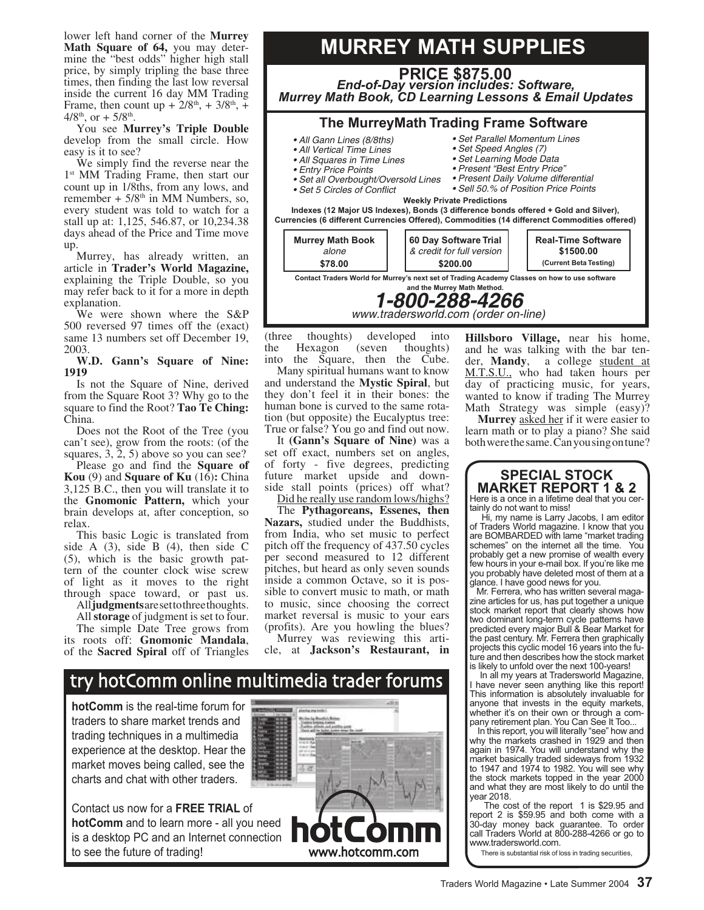lower left hand corner of the **Murrey Math Square of 64,** you may determine the "best odds" higher high stall price, by simply tripling the base three times, then finding the last low reversal inside the current 16 day MM Trading Frame, then count up + 2/8th, + 3/8th, + 4/8th, or + 5/8th.

You see **Murrey's Triple Double** develop from the small circle. How easy is it to see?

We simply find the reverse near the 1st MM Trading Frame, then start our count up in 1/8ths, from any lows, and remember + 5/8th in MM Numbers, so, every student was told to watch for a stall up at: 1,125, 546.87, or 10,234.38 days ahead of the Price and Time move up.

Murrey, has already written, an article in **Trader's World Magazine,** explaining the Triple Double, so you may refer back to it for a more in depth explanation.

We were shown where the S&P 500 reversed 97 times off the (exact) same 13 numbers set off December 19, 2003.

**W.D. Gann's Square of Nine: 1919**

Is not the Square of Nine, derived from the Square Root 3? Why go to the square to find the Root? **Tao Te Ching:** China.

Does not the Root of the Tree (you can't see), grow from the roots: (of the squares, 3, 2, 5) above so you can see?

Please go and find the **Square of Kou** (9) and **Square of Ku** (16)**:** China 3,125 B.C., then you will translate it to the **Gnomonic Pattern,** which your brain develops at, after conception, so relax.

This basic Logic is translated from side A (3), side B (4), then side C (5), which is the basic growth pattern of the counter clock wise screw of light as it moves to the right through space toward, or past us.

All **judgments** are set to three thoughts.

All **storage** of judgment is set to four.

The simple Date Tree grows from its roots off: **Gnomonic Mandala**, of the **Sacred Spiral** off of Triangles (three thoughts) developed into the Hexagon (seven thoughts) into the Square, then the Cube.

Many spiritual humans want to know and understand the **Mystic Spiral**, but they don't feel it in their bones: the human bone is curved to the same rotation (but opposite) the Eucalyptus tree: True or false? You go and find out now.

It **(Gann's Square of Nine)** was a set off exact, numbers set on angles, of forty - five degrees, predicting future market upside and downside stall points (prices) off what? <u>Did he really use random lows/highs?</u>

The **Pythagoreans, Essenes, then Nazars,** studied under the Buddhists, from India, who set music to perfect pitch off the frequency of 437.50 cycles per second measured to 12 different pitches, but heard as only seven sounds inside a common Octave, so it is possible to convert music to math, or math to music, since choosing the correct market reversal is music to your ears (profits). Are you howling the blues?

Murrey was reviewing this article, at **Jackson's Restaurant, in Hillsboro Village,** near his home, and he was talking with the bar tender, **Mandy**, a college <u>student at M.T.S.U.,</u> who had taken hours per day of practicing music, for years, wanted to know if trading The Murrey Math Strategy was simple (easy)?

**Murrey** <u>asked her</u> if it were easier to learn math or to play a piano? She said both were the same. Can you sing on tune?

# MURREY MATH SUPPLIES

## PRICE $875.00

*End-of-Day version includes: Software, Murrey Math Book, CD Learning Lessons & Email Updates*

### The MurreyMath Trading Frame Software

- *All Gann Lines (8/8ths)*
- *All Vertical Time Lines*
- *All Squares in Time Lines*
- *Entry Price Points*
- *Set all Overbought/Oversold Lines*
- *Set 5 Circles of Conflict*
- *Set Parallel Momentum Lines*
- *Set Speed Angles (7)*
- *Set Learning Mode Data*
- *Present "Best Entry Price"*
- *Present Daily Volume differential*
- *Sell 50.% of Position Price Points*

**Weekly Private Predictions**

**Indexes (12 Major US Indexes), Bonds (3 difference bonds offered + Gold and Silver), Currencies (6 different Currencies Offered), Commodities (14 differenct Commodities offered)**

| Murrey Math Book *alone* **$78.00** | 60 Day Software Trial *& credit for full version* **$200.00** | Real-Time Software **$1500.00** (Current Beta Testing) |
|---|---|---|

**Contact Traders World for Murrey's next set of Trading Academy Classes on how to use software and the Murrey Math Method.**

***1-800-288-4266***

*www.tradersworld.com (order on-line)*

## try hotComm online multimedia trader forums

**hotComm** is the real-time forum for traders to share market trends and trading techniques in a multimedia experience at the desktop. Hear the market moves being called, see the charts and chat with other traders.

Contact us now for a **FREE TRIAL** of **hotComm** and to learn more - all you need is a desktop PC and an Internet connection to see the future of trading!

hotComm
www.hotcomm.com

## SPECIAL STOCK MARKET REPORT 1 & 2

Here is a once in a lifetime deal that you certainly do not want to miss!

Hi, my name is Larry Jacobs, I am editor of Traders World magazine. I know that you are BOMBARDED with lame "market trading schemes" on the internet all the time. You probably get a new promise of wealth every few hours in your e-mail box. If you're like me you probably have deleted most of them at a glance. I have good news for you.

Mr. Ferrera, who has written several magazine articles for us, has put together a unique stock market report that clearly shows how two dominant long-term cycle patterns have predicted every major Bull & Bear Market for the past century. Mr. Ferrera then graphically projects this cyclic model 16 years into the future and then describes how the stock market is likely to unfold over the next 100-years!

In all my years at Tradersworld Magazine, I have never seen anything like this report! This information is absolutely invaluable for anyone that invests in the equity markets, whether it's on their own or through a company retirement plan. You Can See It Too...

In this report, you will literally "see" how and why the markets crashed in 1929 and then again in 1974. You will understand why the market basically traded sideways from 1932 to 1947 and 1974 to 1982. You will see why the stock markets topped in the year 2000 and what they are most likely to do until the year 2018.

The cost of the report 1 is $29.95 and report 2 is $59.95 and both come with a 30-day money back guarantee. To order call Traders World at 800-288-4266 or go to www.tradersworld.com.

There is substantial risk of loss in trading securities,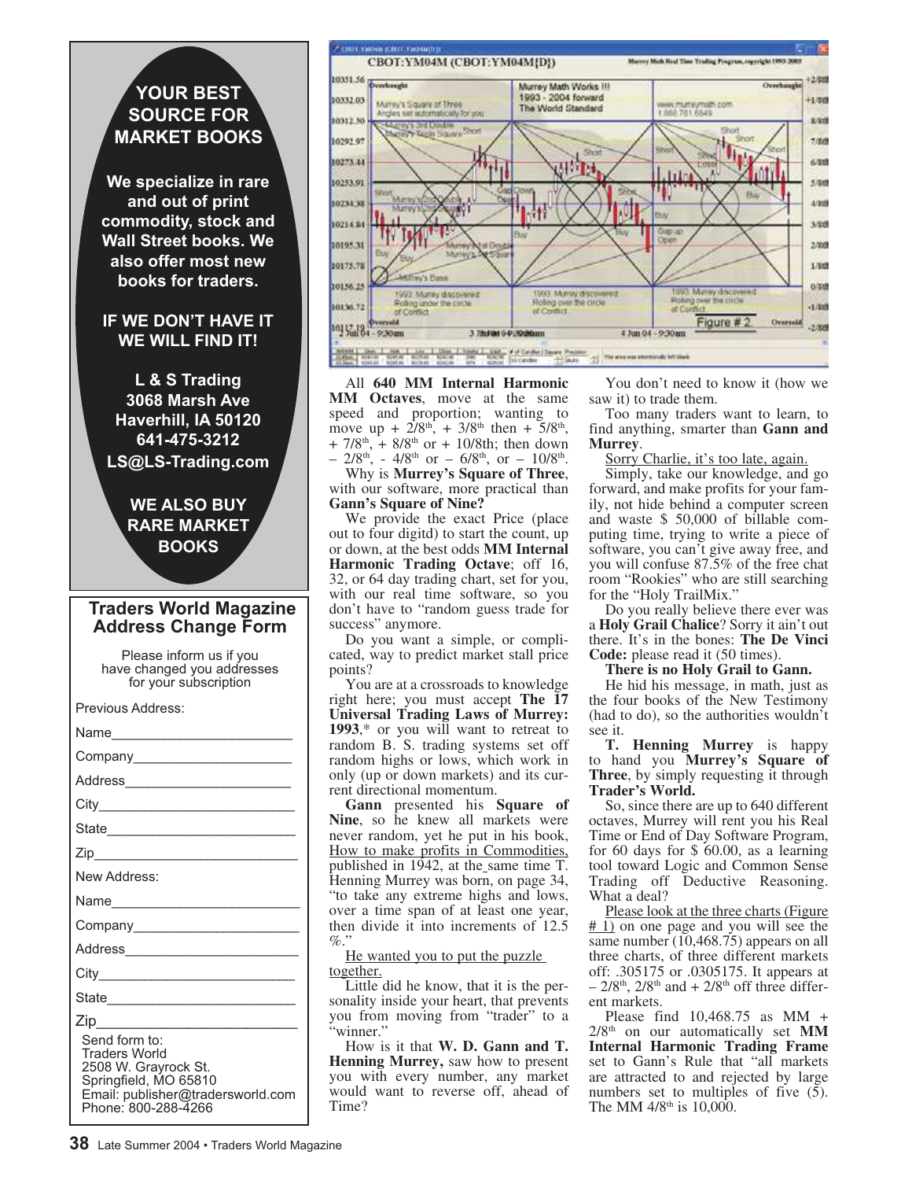**YOUR BEST SOURCE FOR MARKET BOOKS**

**We specialize in rare and out of print commodity, stock and Wall Street books. We also offer most new books for traders.**

**IF WE DON'T HAVE IT WE WILL FIND IT!**

**L & S Trading**
**3068 Marsh Ave**
**Haverhill, IA 50120**
**641-475-3212**
**LS@LS-Trading.com**

**WE ALSO BUY RARE MARKET BOOKS**

## Traders World Magazine Address Change Form

Please inform us if you have changed you addresses for your subscription

Previous Address:

Name_______________________

Company____________________

Address_____________________

City_________________________

State________________________

Zip__________________________

New Address:

Name________________________

Company_____________________

Address______________________

City_________________________

State________________________

Zip__________________________

Send form to:
Traders World
2508 W. Grayrock St.
Springfield, MO 65810
Email: publisher@tradersworld.com
Phone: 800-288-4266

---

All **640 MM Internal Harmonic MM Octaves**, move at the same speed and proportion; wanting to move up + 2/8th, + 3/8th then + 5/8th, + 7/8th, + 8/8th or + 10/8th; then down – 2/8th, - 4/8th or – 6/8th, or – 10/8th.

Why is **Murrey's Square of Three**, with our software, more practical than **Gann's Square of Nine?**

We provide the exact Price (place out to four digitd) to start the count, up or down, at the best odds **MM Internal Harmonic Trading Octave**; off 16, 32, or 64 day trading chart, set for you, with our real time software, so you don't have to "random guess trade for success" anymore.

Do you want a simple, or complicated, way to predict market stall price points?

You are at a crossroads to knowledge right here; you must accept **The 17 Universal Trading Laws of Murrey: 1993**,* or you will want to retreat to random B. S. trading systems set off random highs or lows, which work in only (up or down markets) and its current directional momentum.

**Gann** presented his **Square of Nine**, so he knew all markets were never random, yet he put in his book, How to make profits in Commodities, published in 1942, at the same time T. Henning Murrey was born, on page 34, "to take any extreme highs and lows, over a time span of at least one year, then divide it into increments of 12.5 %."

He wanted you to put the puzzle together.

Little did he know, that it is the personality inside your heart, that prevents you from moving from "trader" to a "winner."

How is it that **W. D. Gann and T. Henning Murrey,** saw how to present you with every number, any market would want to reverse off, ahead of Time?

You don't need to know it (how we saw it) to trade them.

Too many traders want to learn, to find anything, smarter than **Gann and Murrey**.

Sorry Charlie, it's too late, again.

Simply, take our knowledge, and go forward, and make profits for your family, not hide behind a computer screen and waste $ 50,000 of billable computing time, trying to write a piece of software, you can't give away free, and you will confuse 87.5% of the free chat room "Rookies" who are still searching for the "Holy TrailMix."

Do you really believe there ever was a **Holy Grail Chalice**? Sorry it ain't out there. It's in the bones: **The De Vinci Code:** please read it (50 times).

**There is no Holy Grail to Gann.**

He hid his message, in math, just as the four books of the New Testimony (had to do), so the authorities wouldn't see it.

**T. Henning Murrey** is happy to hand you **Murrey's Square of Three**, by simply requesting it through **Trader's World.**

So, since there are up to 640 different octaves, Murrey will rent you his Real Time or End of Day Software Program, for 60 days for $ 60.00, as a learning tool toward Logic and Common Sense Trading off Deductive Reasoning. What a deal?

Please look at the three charts (Figure # 1) on one page and you will see the same number (10,468.75) appears on all three charts, of three different markets off: .305175 or .0305175. It appears at – 2/8th, 2/8th and + 2/8th off three different markets.

Please find 10,468.75 as MM + 2/8th on our automatically set **MM Internal Harmonic Trading Frame** set to Gann's Rule that "all markets are attracted to and rejected by large numbers set to multiples of five (5). The MM 4/8th is 10,000.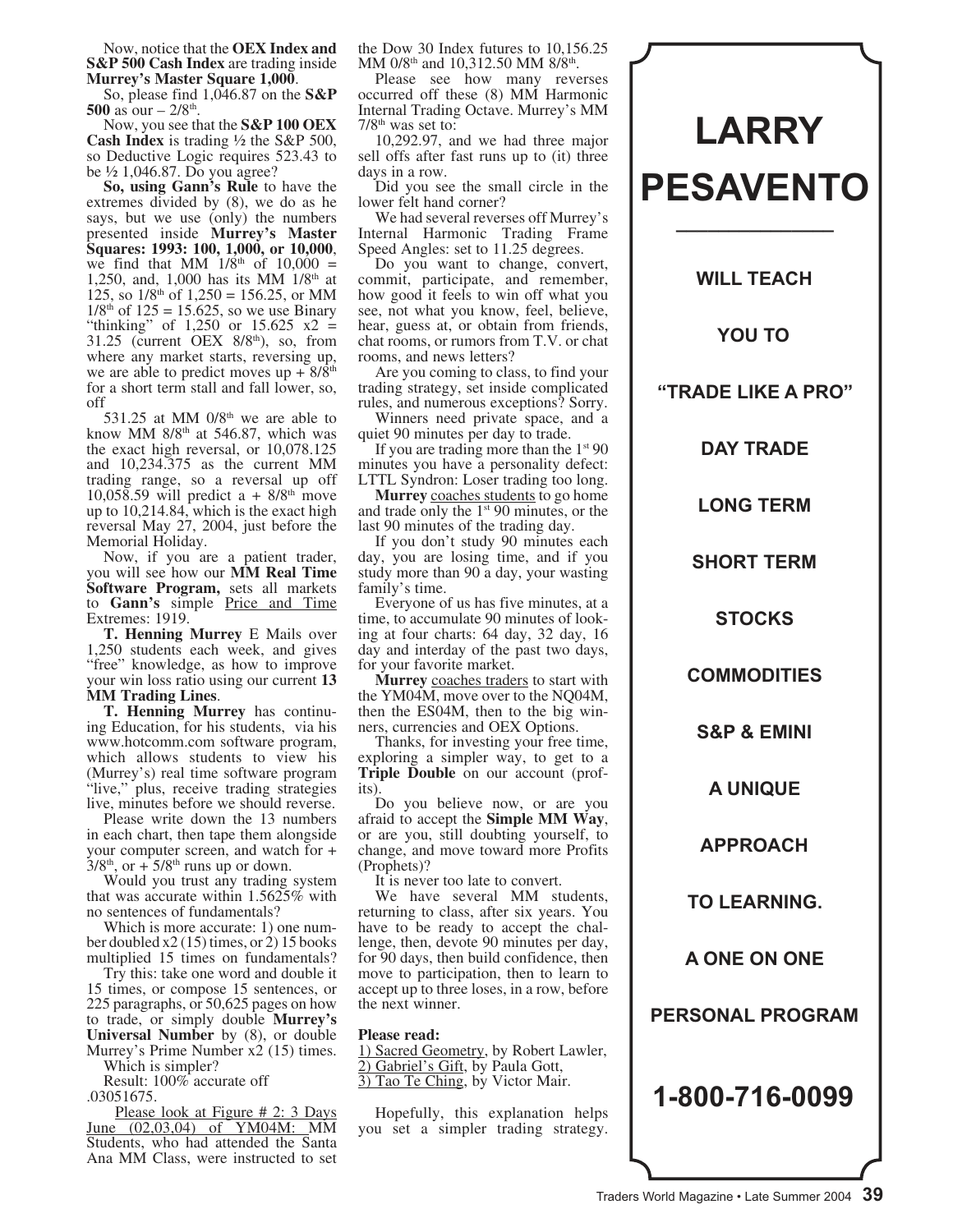Now, notice that the **OEX Index and S&P 500 Cash Index** are trading inside **Murrey's Master Square 1,000**.

So, please find 1,046.87 on the **S&P 500** as our – 2/8[th].

Now, you see that the **S&P 100 OEX Cash Index** is trading ½ the S&P 500, so Deductive Logic requires 523.43 to be ½ 1,046.87. Do you agree?

**So, using Gann's Rule** to have the extremes divided by (8), we do as he says, but we use (only) the numbers presented inside **Murrey's Master Squares: 1993: 100, 1,000, or 10,000**, we find that MM 1/8[th] of 10,000 = 1,250, and, 1,000 has its MM 1/8[th] at 125, so 1/8[th] of 1,250 = 156.25, or MM 1/8[th] of 125 = 15.625, so we use Binary "thinking" of 1,250 or 15.625 x2 = 31.25 (current OEX 8/8[th]), so, from where any market starts, reversing up, we are able to predict moves up + 8/8[th] for a short term stall and fall lower, so, off

531.25 at MM 0/8[th] we are able to know MM 8/8[th] at 546.87, which was the exact high reversal, or 10,078.125 and 10,234.375 as the current MM trading range, so a reversal up off 10,058.59 will predict a + 8/8[th] move up to 10,214.84, which is the exact high reversal May 27, 2004, just before the Memorial Holiday.

Now, if you are a patient trader, you will see how our **MM Real Time Software Program,** sets all markets to **Gann's** simple Price and Time Extremes: 1919.

**T. Henning Murrey** E Mails over 1,250 students each week, and gives "free" knowledge, as how to improve your win loss ratio using our current **13 MM Trading Lines**.

**T. Henning Murrey** has continuing Education, for his students, via his www.hotcomm.com software program, which allows students to view his (Murrey's) real time software program "live," plus, receive trading strategies live, minutes before we should reverse.

Please write down the 13 numbers in each chart, then tape them alongside your computer screen, and watch for + 3/8[th], or + 5/8[th] runs up or down.

Would you trust any trading system that was accurate within 1.5625% with no sentences of fundamentals?

Which is more accurate: 1) one number doubled x2 (15) times, or 2) 15 books multiplied 15 times on fundamentals?

Try this: take one word and double it 15 times, or compose 15 sentences, or 225 paragraphs, or 50,625 pages on how to trade, or simply double **Murrey's Universal Number** by (8), or double Murrey's Prime Number x2 (15) times.

Which is simpler?

Result: 100% accurate off .03051675.

Please look at Figure # 2: 3 Days June (02,03,04) of YM04M: MM Students, who had attended the Santa Ana MM Class, were instructed to set the Dow 30 Index futures to 10,156.25 MM 0/8[th] and 10,312.50 MM 8/8[th].

Please see how many reverses occurred off these (8) MM Harmonic Internal Trading Octave. Murrey's MM 7/8[th] was set to:

10,292.97, and we had three major sell offs after fast runs up to (it) three days in a row.

Did you see the small circle in the lower felt hand corner?

We had several reverses off Murrey's Internal Harmonic Trading Frame Speed Angles: set to 11.25 degrees.

Do you want to change, convert, commit, participate, and remember, how good it feels to win off what you see, not what you know, feel, believe, hear, guess at, or obtain from friends, chat rooms, or rumors from T.V. or chat rooms, and news letters?

Are you coming to class, to find your trading strategy, set inside complicated rules, and numerous exceptions? Sorry.

Winners need private space, and a quiet 90 minutes per day to trade.

If you are trading more than the 1[st] 90 minutes you have a personality defect: LTTL Syndron: Loser trading too long.

**Murrey** coaches students to go home and trade only the 1[st] 90 minutes, or the last 90 minutes of the trading day.

If you don't study 90 minutes each day, you are losing time, and if you study more than 90 a day, your wasting family's time.

Everyone of us has five minutes, at a time, to accumulate 90 minutes of looking at four charts: 64 day, 32 day, 16 day and interday of the past two days, for your favorite market.

**Murrey** coaches traders to start with the YM04M, move over to the NQ04M, then the ES04M, then to the big winners, currencies and OEX Options.

Thanks, for investing your free time, exploring a simpler way, to get to a **Triple Double** on our account (profits).

Do you believe now, or are you afraid to accept the **Simple MM Way**, or are you, still doubting yourself, to change, and move toward more Profits (Prophets)?

It is never too late to convert.

We have several MM students, returning to class, after six years. You have to be ready to accept the challenge, then, devote 90 minutes per day, for 90 days, then build confidence, then move to participation, then to learn to accept up to three loses, in a row, before the next winner.

**Please read:**

1) Sacred Geometry, by Robert Lawler,
2) Gabriel's Gift, by Paula Gott,
3) Tao Te Ching, by Victor Mair.

Hopefully, this explanation helps you set a simpler trading strategy.

---

# LARRY PESAVENTO

**WILL TEACH**

**YOU TO**

**"TRADE LIKE A PRO"**

**DAY TRADE**

**LONG TERM**

**SHORT TERM**

**STOCKS**

**COMMODITIES**

**S&P & EMINI**

**A UNIQUE**

**APPROACH**

**TO LEARNING.**

**A ONE ON ONE**

**PERSONAL PROGRAM**

## 1-800-716-0099